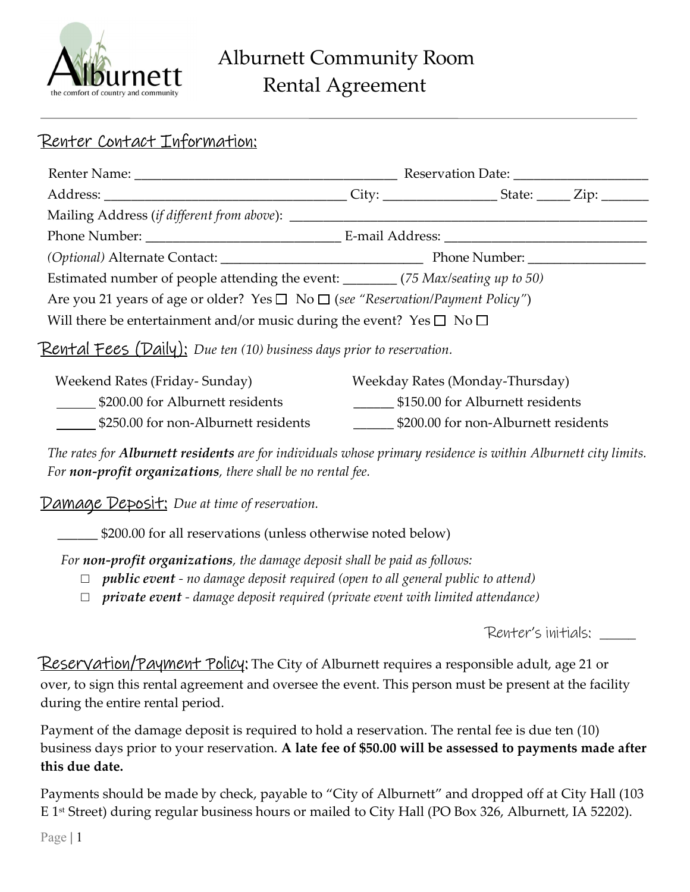# Alburnett Community Room Rental Agreement

## Renter Contact Information:

Renter Name: ______________________________________ Reservation Date: ___________________

Address: __________________________________ City: ________________ State: _____ Zip: _______

Mailing Address (*if different from above*): ____________________________________________________

Phone Number: ____________________________ E-mail Address: _____________________________

*(Optional)* Alternate Contact: ______________________________ Phone Number: _________________

Estimated number of people attending the event: ________ (*75 Max/seating up to 50*)

Are you 21 years of age or older? Yes ☐ No ☐ (*see "Reservation/Payment Policy"*)

Will there be entertainment and/or music during the event? Yes ☐ No ☐

## Rental Fees (Daily): *Due ten (10) business days prior to reservation.*

Weekend Rates (Friday- Sunday)

______ $200.00 for Alburnett residents

______ $250.00 for non-Alburnett residents

Weekday Rates (Monday-Thursday)

______ $150.00 for Alburnett residents

______ $200.00 for non-Alburnett residents

*The rates for **Alburnett residents** are for individuals whose primary residence is within Alburnett city limits. For **non-profit organizations**, there shall be no rental fee.*

## Damage Deposit: *Due at time of reservation.*

______ $200.00 for all reservations (unless otherwise noted below)

*For **non-profit organizations**, the damage deposit shall be paid as follows:*

- ☐ ***public event*** *- no damage deposit required (open to all general public to attend)*
- ☐ ***private event*** *- damage deposit required (private event with limited attendance)*

Renter's initials: _____

## Reservation/Payment Policy:

The City of Alburnett requires a responsible adult, age 21 or over, to sign this rental agreement and oversee the event. This person must be present at the facility during the entire rental period.

Payment of the damage deposit is required to hold a reservation. The rental fee is due ten (10) business days prior to your reservation. **A late fee of $50.00 will be assessed to payments made after this due date.**

Payments should be made by check, payable to "City of Alburnett" and dropped off at City Hall (103 E 1st Street) during regular business hours or mailed to City Hall (PO Box 326, Alburnett, IA 52202).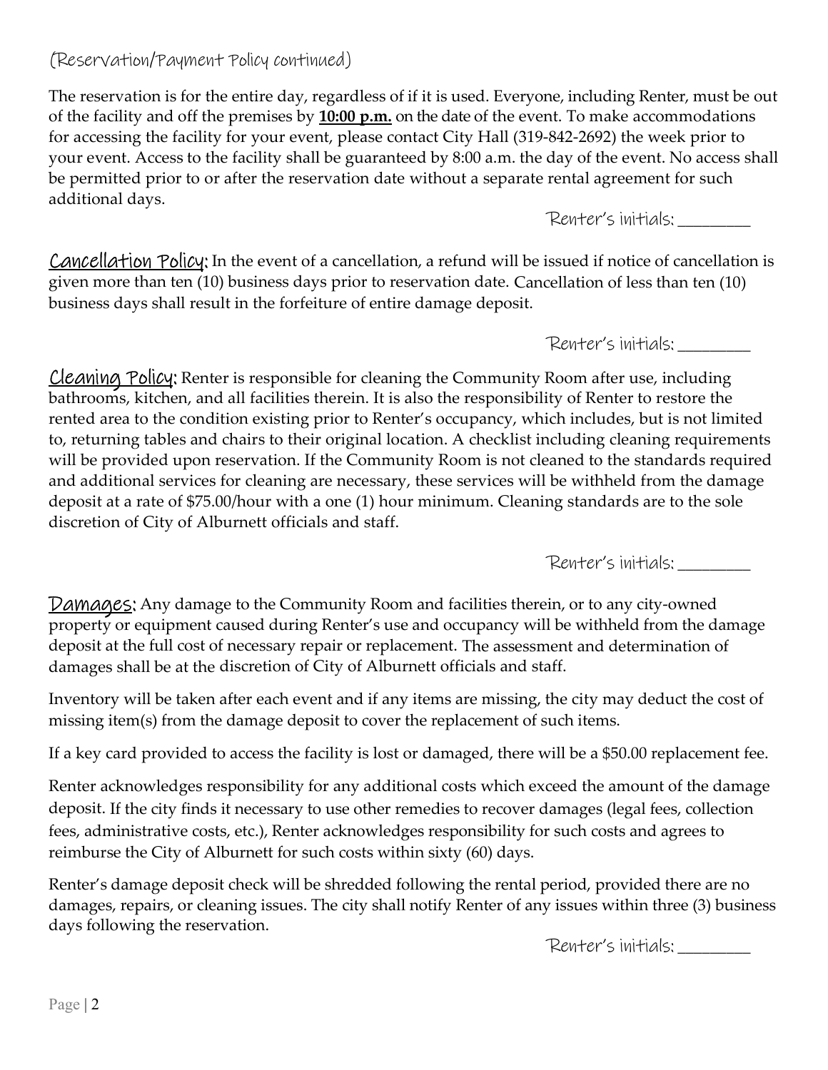(Reservation/Payment Policy continued)

The reservation is for the entire day, regardless of if it is used. Everyone, including Renter, must be out of the facility and off the premises by **10:00 p.m.** on the date of the event. To make accommodations for accessing the facility for your event, please contact City Hall (319-842-2692) the week prior to your event. Access to the facility shall be guaranteed by 8:00 a.m. the day of the event. No access shall be permitted prior to or after the reservation date without a separate rental agreement for such additional days.

Renter's initials: _________

**Cancellation Policy:** In the event of a cancellation, a refund will be issued if notice of cancellation is given more than ten (10) business days prior to reservation date. Cancellation of less than ten (10) business days shall result in the forfeiture of entire damage deposit.

Renter's initials: _________

**Cleaning Policy:** Renter is responsible for cleaning the Community Room after use, including bathrooms, kitchen, and all facilities therein. It is also the responsibility of Renter to restore the rented area to the condition existing prior to Renter's occupancy, which includes, but is not limited to, returning tables and chairs to their original location. A checklist including cleaning requirements will be provided upon reservation. If the Community Room is not cleaned to the standards required and additional services for cleaning are necessary, these services will be withheld from the damage deposit at a rate of $75.00/hour with a one (1) hour minimum. Cleaning standards are to the sole discretion of City of Alburnett officials and staff.

Renter's initials: _________

**Damages:** Any damage to the Community Room and facilities therein, or to any city-owned property or equipment caused during Renter's use and occupancy will be withheld from the damage deposit at the full cost of necessary repair or replacement. The assessment and determination of damages shall be at the discretion of City of Alburnett officials and staff.

Inventory will be taken after each event and if any items are missing, the city may deduct the cost of missing item(s) from the damage deposit to cover the replacement of such items.

If a key card provided to access the facility is lost or damaged, there will be a $50.00 replacement fee.

Renter acknowledges responsibility for any additional costs which exceed the amount of the damage deposit. If the city finds it necessary to use other remedies to recover damages (legal fees, collection fees, administrative costs, etc.), Renter acknowledges responsibility for such costs and agrees to reimburse the City of Alburnett for such costs within sixty (60) days.

Renter's damage deposit check will be shredded following the rental period, provided there are no damages, repairs, or cleaning issues. The city shall notify Renter of any issues within three (3) business days following the reservation.

Renter's initials: _________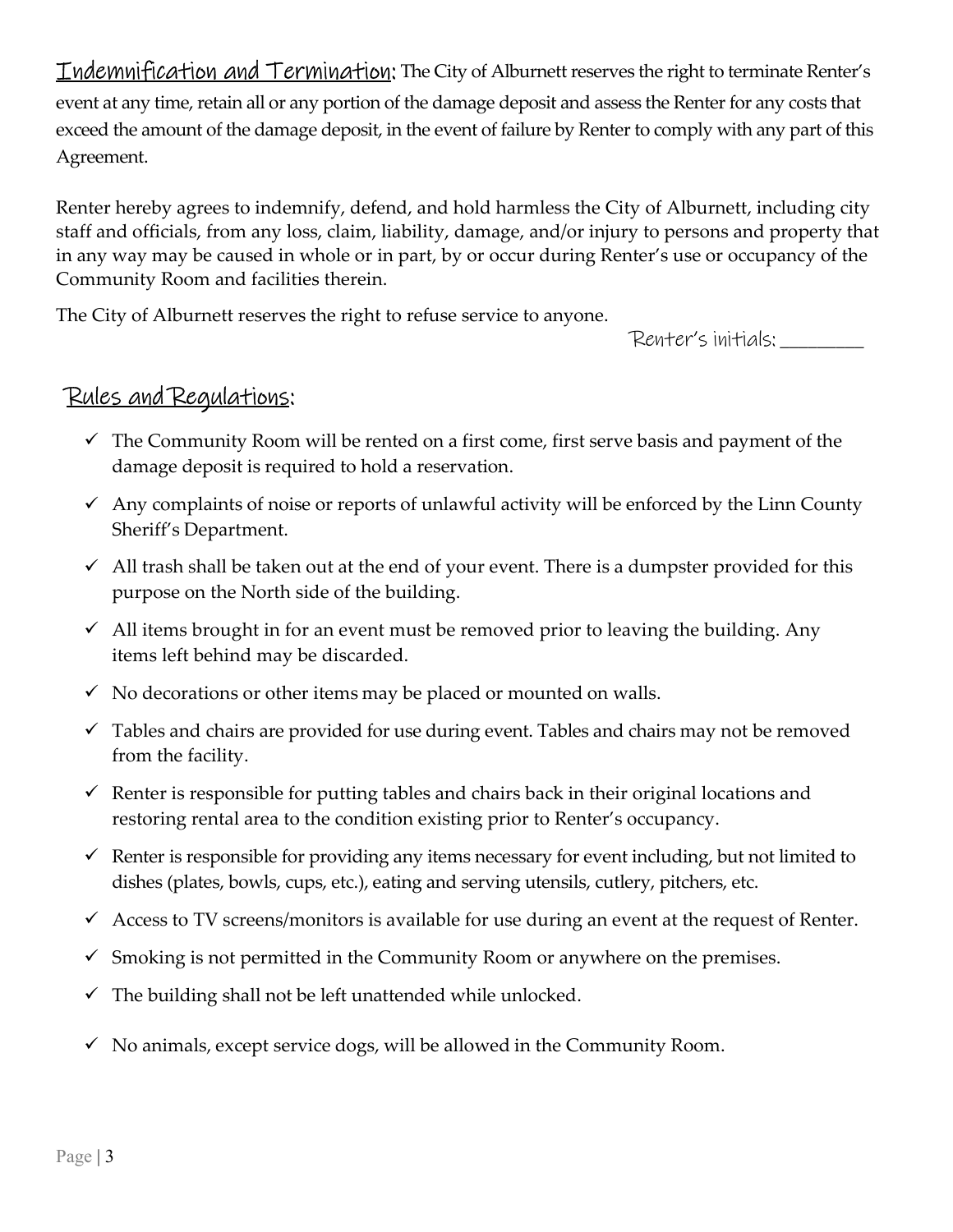## Indemnification and Termination:

The City of Alburnett reserves the right to terminate Renter's event at any time, retain all or any portion of the damage deposit and assess the Renter for any costs that exceed the amount of the damage deposit, in the event of failure by Renter to comply with any part of this Agreement.

Renter hereby agrees to indemnify, defend, and hold harmless the City of Alburnett, including city staff and officials, from any loss, claim, liability, damage, and/or injury to persons and property that in any way may be caused in whole or in part, by or occur during Renter's use or occupancy of the Community Room and facilities therein.

The City of Alburnett reserves the right to refuse service to anyone.

Renter's initials: _________

## Rules and Regulations:

- ✓ The Community Room will be rented on a first come, first serve basis and payment of the damage deposit is required to hold a reservation.
- ✓ Any complaints of noise or reports of unlawful activity will be enforced by the Linn County Sheriff's Department.
- ✓ All trash shall be taken out at the end of your event. There is a dumpster provided for this purpose on the North side of the building.
- ✓ All items brought in for an event must be removed prior to leaving the building. Any items left behind may be discarded.
- ✓ No decorations or other items may be placed or mounted on walls.
- ✓ Tables and chairs are provided for use during event. Tables and chairs may not be removed from the facility.
- ✓ Renter is responsible for putting tables and chairs back in their original locations and restoring rental area to the condition existing prior to Renter's occupancy.
- ✓ Renter is responsible for providing any items necessary for event including, but not limited to dishes (plates, bowls, cups, etc.), eating and serving utensils, cutlery, pitchers, etc.
- ✓ Access to TV screens/monitors is available for use during an event at the request of Renter.
- ✓ Smoking is not permitted in the Community Room or anywhere on the premises.
- ✓ The building shall not be left unattended while unlocked.
- ✓ No animals, except service dogs, will be allowed in the Community Room.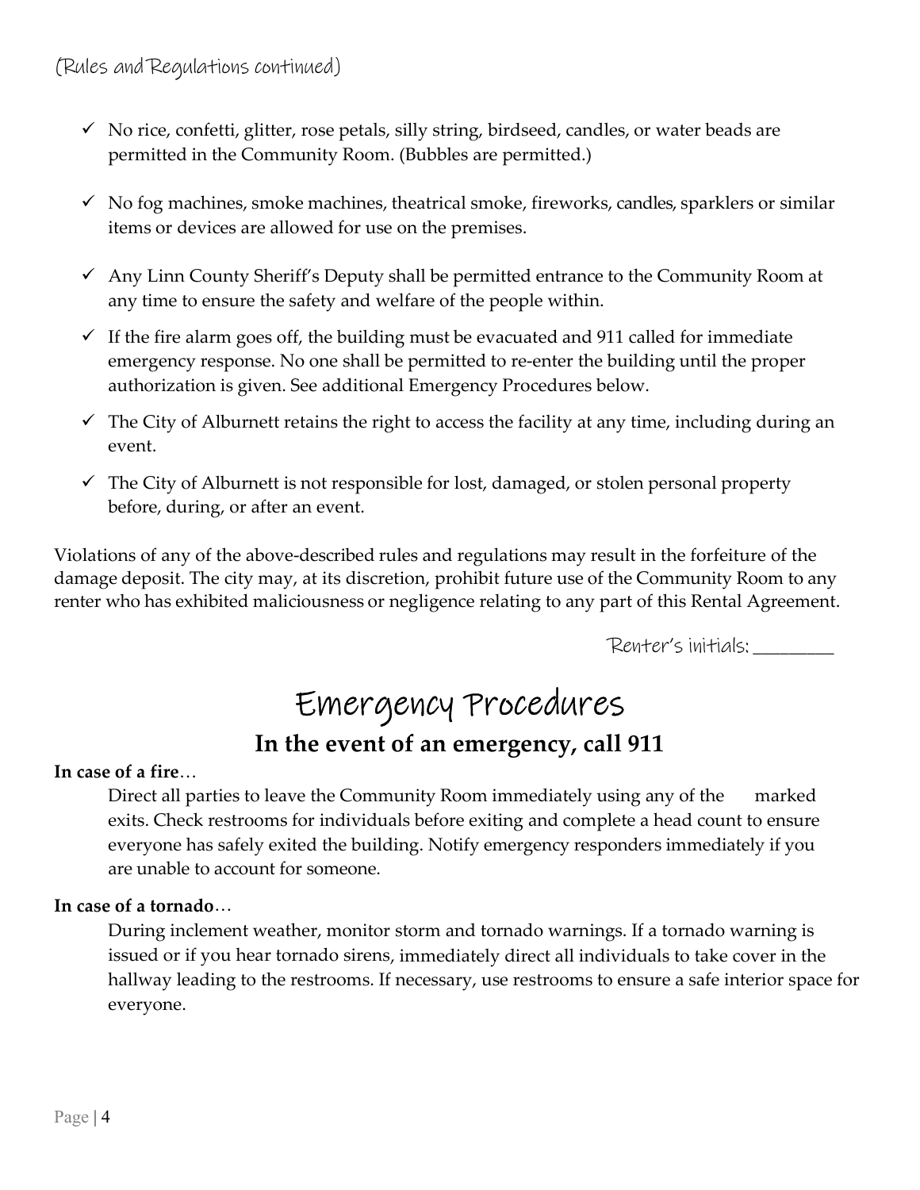(Rules and Regulations continued)

- ✓ No rice, confetti, glitter, rose petals, silly string, birdseed, candles, or water beads are permitted in the Community Room. (Bubbles are permitted.)
- ✓ No fog machines, smoke machines, theatrical smoke, fireworks, candles, sparklers or similar items or devices are allowed for use on the premises.
- ✓ Any Linn County Sheriff's Deputy shall be permitted entrance to the Community Room at any time to ensure the safety and welfare of the people within.
- ✓ If the fire alarm goes off, the building must be evacuated and 911 called for immediate emergency response. No one shall be permitted to re-enter the building until the proper authorization is given. See additional Emergency Procedures below.
- ✓ The City of Alburnett retains the right to access the facility at any time, including during an event.
- ✓ The City of Alburnett is not responsible for lost, damaged, or stolen personal property before, during, or after an event.

Violations of any of the above-described rules and regulations may result in the forfeiture of the damage deposit. The city may, at its discretion, prohibit future use of the Community Room to any renter who has exhibited maliciousness or negligence relating to any part of this Rental Agreement.

Renter's initials: ________

# Emergency Procedures

## In the event of an emergency, call 911

**In case of a fire**…

Direct all parties to leave the Community Room immediately using any of the marked exits. Check restrooms for individuals before exiting and complete a head count to ensure everyone has safely exited the building. Notify emergency responders immediately if you are unable to account for someone.

**In case of a tornado**…

During inclement weather, monitor storm and tornado warnings. If a tornado warning is issued or if you hear tornado sirens, immediately direct all individuals to take cover in the hallway leading to the restrooms. If necessary, use restrooms to ensure a safe interior space for everyone.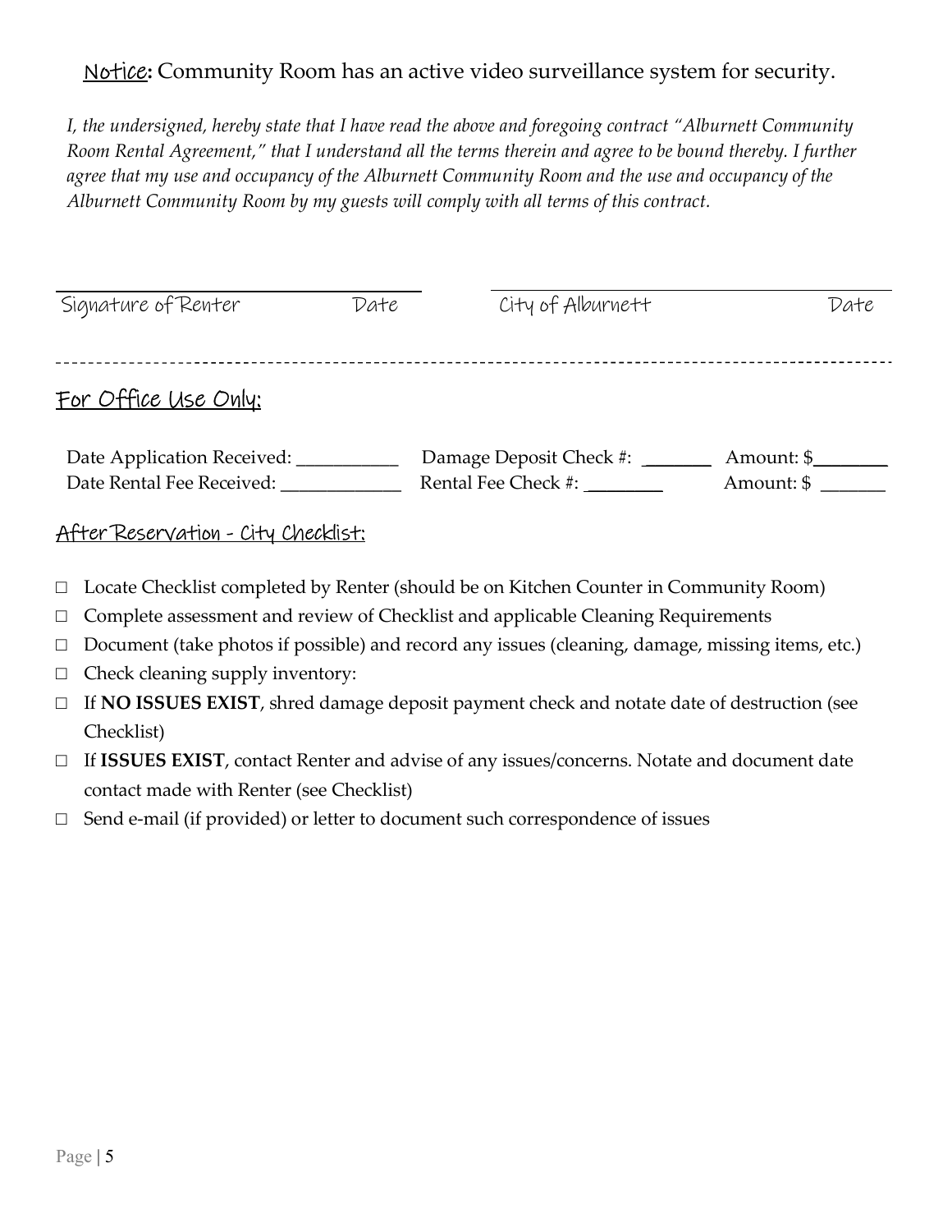Notice**:** Community Room has an active video surveillance system for security.

*I, the undersigned, hereby state that I have read the above and foregoing contract "Alburnett Community Room Rental Agreement," that I understand all the terms therein and agree to be bound thereby. I further agree that my use and occupancy of the Alburnett Community Room and the use and occupancy of the Alburnett Community Room by my guests will comply with all terms of this contract.*

| | | | |
|---|---|---|---|
| Signature of Renter | Date | City of Alburnett | Date |

---

## For Office Use Only:

Date Application Received: ___________ Damage Deposit Check #: _______ Amount: $________
Date Rental Fee Received: _____________ Rental Fee Check #: ________ Amount: $ _______

## After Reservation - City Checklist:

- □ Locate Checklist completed by Renter (should be on Kitchen Counter in Community Room)
- □ Complete assessment and review of Checklist and applicable Cleaning Requirements
- □ Document (take photos if possible) and record any issues (cleaning, damage, missing items, etc.)
- □ Check cleaning supply inventory:
- □ If **NO ISSUES EXIST**, shred damage deposit payment check and notate date of destruction (see Checklist)
- □ If **ISSUES EXIST**, contact Renter and advise of any issues/concerns. Notate and document date contact made with Renter (see Checklist)
- □ Send e-mail (if provided) or letter to document such correspondence of issues